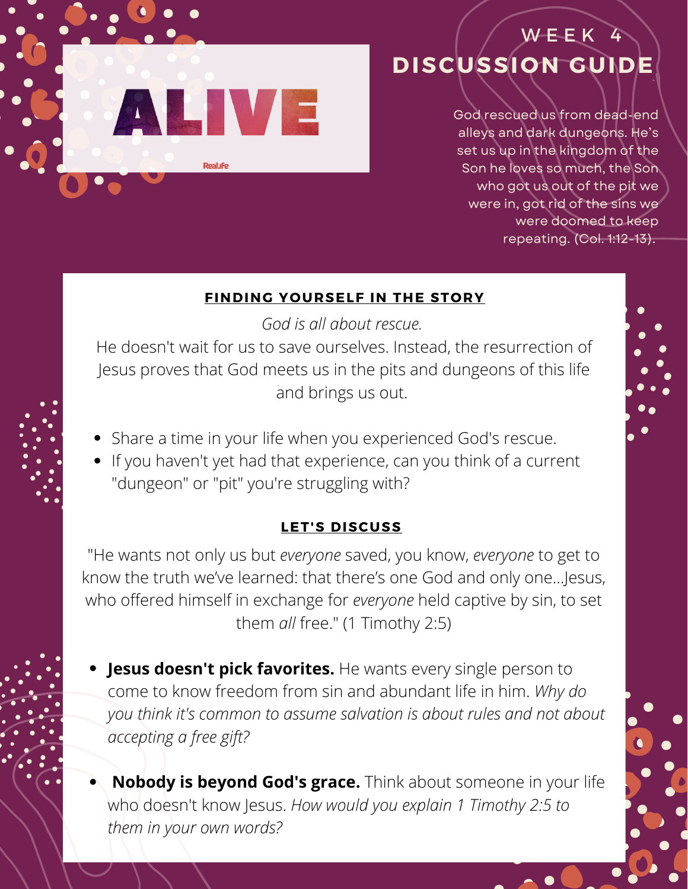# ALIVE

RealLife

## WEEK 4 DISCUSSION GUIDE

God rescued us from dead-end alleys and dark dungeons. He's set us up in the kingdom of the Son he loves so much, the Son who got us out of the pit we were in, got rid of the sins we were doomed to keep repeating. (Col. 1:12-13).

### FINDING YOURSELF IN THE STORY

*God is all about rescue.*

He doesn't wait for us to save ourselves. Instead, the resurrection of Jesus proves that God meets us in the pits and dungeons of this life and brings us out.

- Share a time in your life when you experienced God's rescue.
- If you haven't yet had that experience, can you think of a current "dungeon" or "pit" you're struggling with?

### LET'S DISCUSS

"He wants not only us but *everyone* saved, you know, *everyone* to get to know the truth we've learned: that there's one God and only one...Jesus, who offered himself in exchange for *everyone* held captive by sin, to set them *all* free." (1 Timothy 2:5)

- **Jesus doesn't pick favorites.** He wants every single person to come to know freedom from sin and abundant life in him. *Why do you think it's common to assume salvation is about rules and not about accepting a free gift?*
- **Nobody is beyond God's grace.** Think about someone in your life who doesn't know Jesus. *How would you explain 1 Timothy 2:5 to them in your own words?*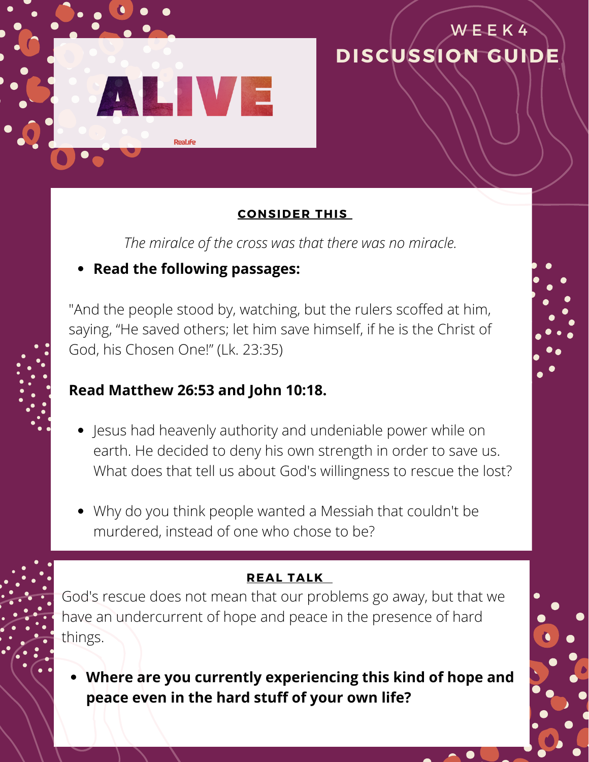# ALIVE

RealLife

## WEEK 4

## DISCUSSION GUIDE

### CONSIDER THIS

*The miralce of the cross was that there was no miracle.*

- **Read the following passages:**

"And the people stood by, watching, but the rulers scoffed at him, saying, “He saved others; let him save himself, if he is the Christ of God, his Chosen One!” (Lk. 23:35)

**Read Matthew 26:53 and John 10:18.**

- Jesus had heavenly authority and undeniable power while on earth. He decided to deny his own strength in order to save us. What does that tell us about God's willingness to rescue the lost?
- Why do you think people wanted a Messiah that couldn't be murdered, instead of one who chose to be?

### REAL TALK

God's rescue does not mean that our problems go away, but that we have an undercurrent of hope and peace in the presence of hard things.

- **Where are you currently experiencing this kind of hope and peace even in the hard stuff of your own life?**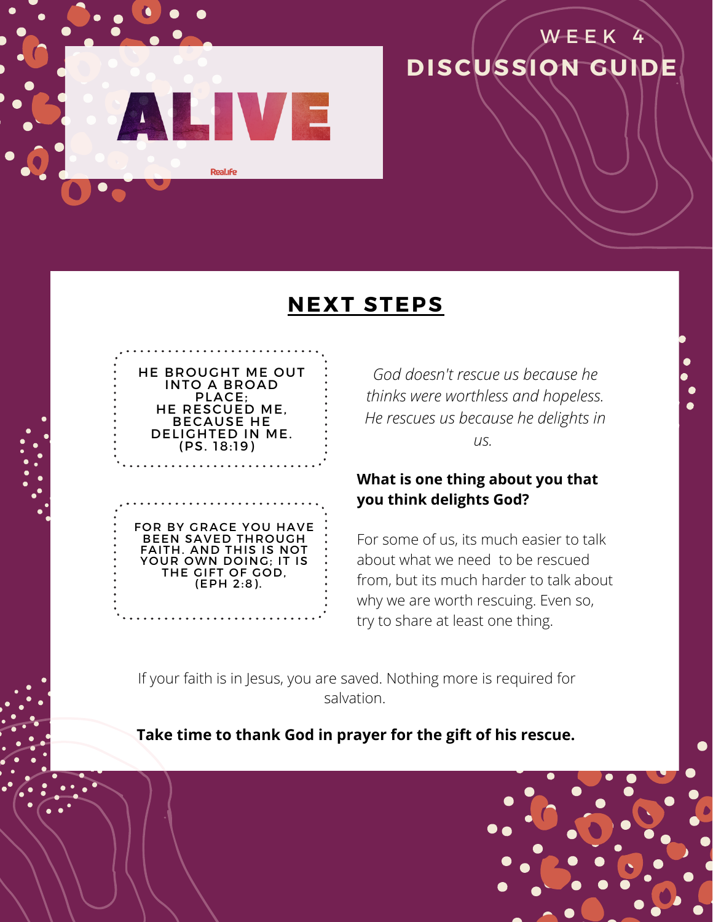ALIVE

RealLife

WEEK 4

# DISCUSSION GUIDE

## NEXT STEPS

HE BROUGHT ME OUT INTO A BROAD PLACE;
HE RESCUED ME, BECAUSE HE DELIGHTED IN ME.
(PS. 18:19)

FOR BY GRACE YOU HAVE BEEN SAVED THROUGH FAITH. AND THIS IS NOT YOUR OWN DOING; IT IS THE GIFT OF GOD,
(EPH 2:8).

*God doesn't rescue us because he thinks were worthless and hopeless. He rescues us because he delights in us.*

**What is one thing about you that you think delights God?**

For some of us, its much easier to talk about what we need to be rescued from, but its much harder to talk about why we are worth rescuing. Even so, try to share at least one thing.

If your faith is in Jesus, you are saved. Nothing more is required for salvation.

**Take time to thank God in prayer for the gift of his rescue.**